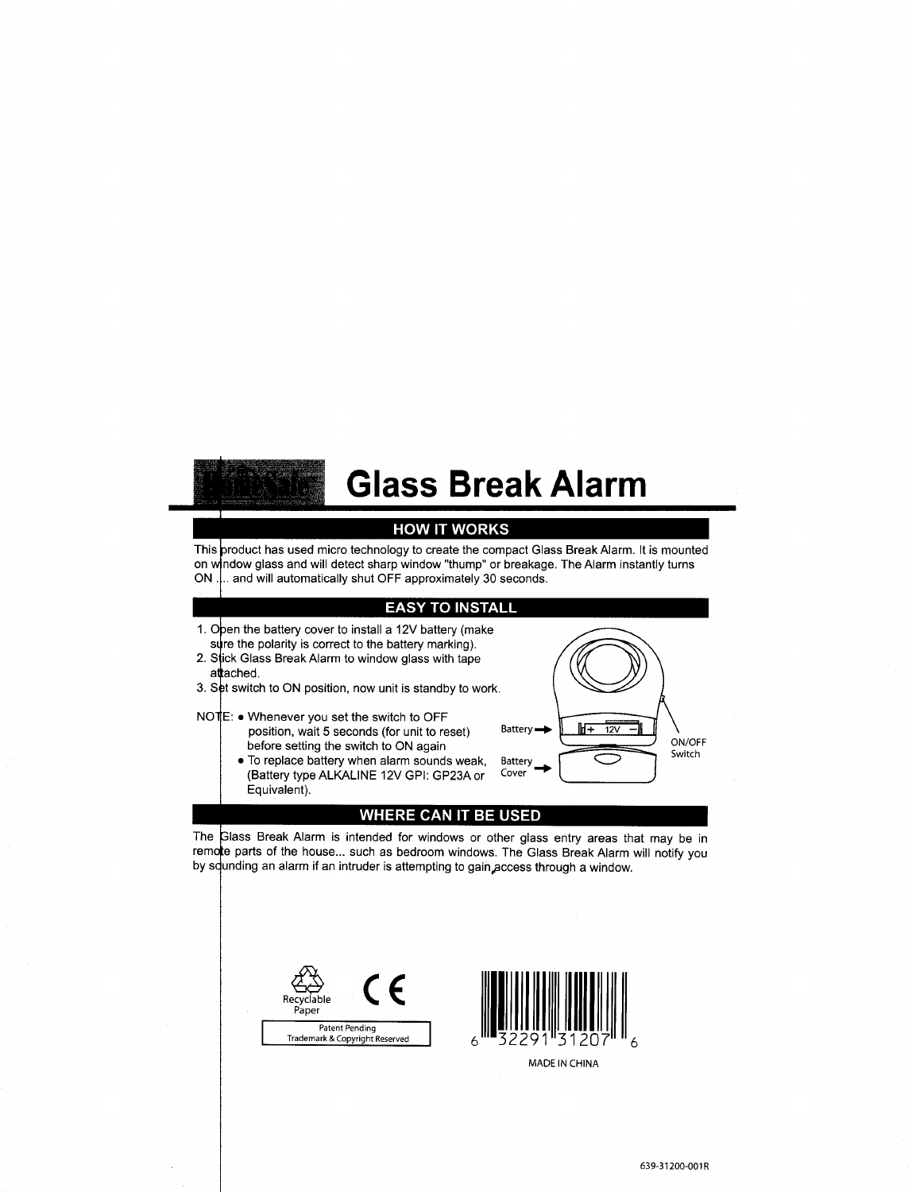# HomeSafe Glass Break Alarm

## HOW IT WORKS

This product has used micro technology to create the compact Glass Break Alarm. It is mounted on window glass and will detect sharp window "thump" or breakage. The Alarm instantly turns ON .... and will automatically shut OFF approximately 30 seconds.

## EASY TO INSTALL

1. Open the battery cover to install a 12V battery (make sure the polarity is correct to the battery marking).
2. Stick Glass Break Alarm to window glass with tape attached.
3. Set switch to ON position, now unit is standby to work.

NOTE:
- Whenever you set the switch to OFF position, wait 5 seconds (for unit to reset) before setting the switch to ON again
- To replace battery when alarm sounds weak, (Battery type ALKALINE 12V GPI: GP23A or Equivalent).

Battery → + 12V −

Battery Cover →

ON/OFF Switch

## WHERE CAN IT BE USED

The Glass Break Alarm is intended for windows or other glass entry areas that may be in remote parts of the house... such as bedroom windows. The Glass Break Alarm will notify you by sounding an alarm if an intruder is attempting to gain access through a window.

Recyclable Paper

CE

Patent Pending
Trademark & Copyright Reserved

6 32291 31207 6

MADE IN CHINA

639-31200-001R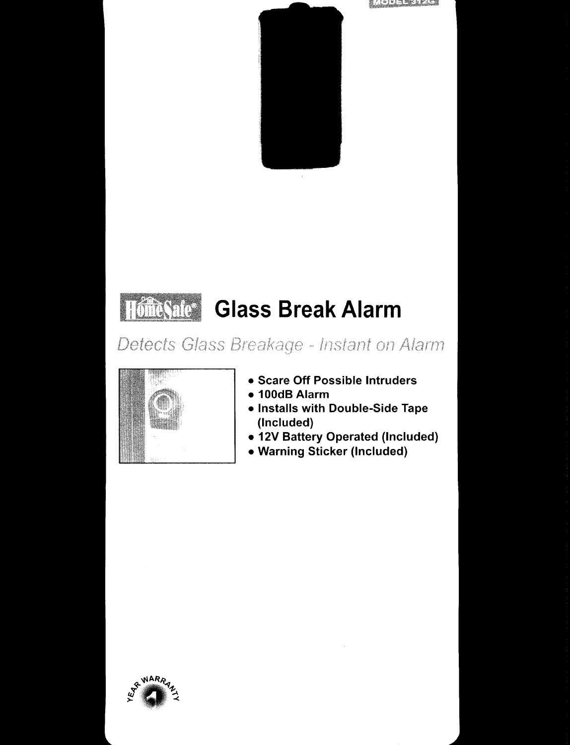MODEL 312G

# HomeSafe® Glass Break Alarm

*Detects Glass Breakage - Instant on Alarm*

- **Scare Off Possible Intruders**
- **100dB Alarm**
- **Installs with Double-Side Tape (Included)**
- **12V Battery Operated (Included)**
- **Warning Sticker (Included)**

1 YEAR WARRANTY